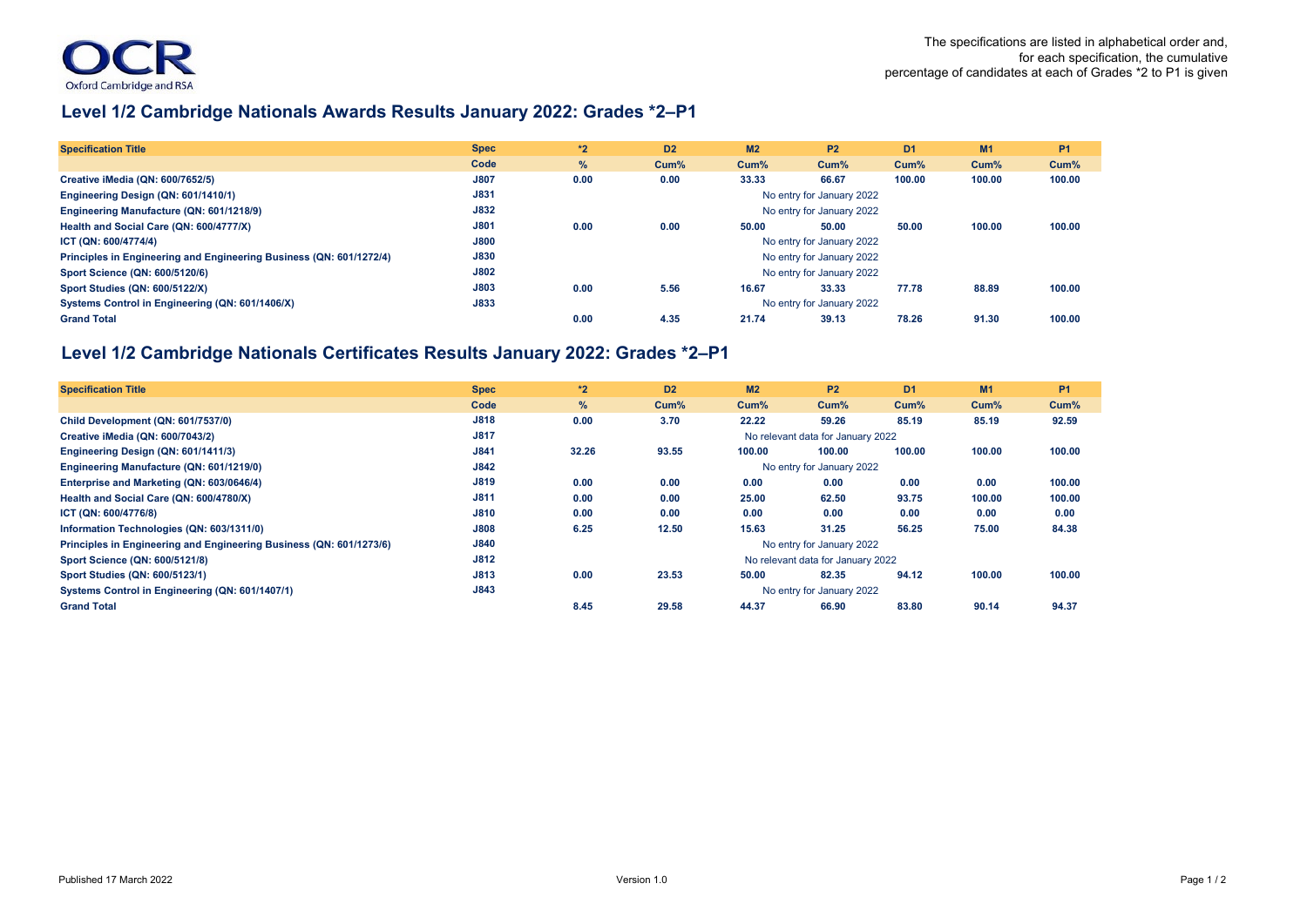The specifications are listed in alphabetical order and, for each specification, the cumulative percentage of candidates at each of Grades *2 to P1 is given

## Level 1/2 Cambridge Nationals Awards Results January 2022: Grades *2–P1

| Specification Title | Spec Code | *2 % | D2 Cum% | M2 Cum% | P2 Cum% | D1 Cum% | M1 Cum% | P1 Cum% |
|---|---|---|---|---|---|---|---|---|
| Creative iMedia (QN: 600/7652/5) | J807 | 0.00 | 0.00 | 33.33 | 66.67 | 100.00 | 100.00 | 100.00 |
| Engineering Design (QN: 601/1410/1) | J831 | No entry for January 2022 | | | | | | |
| Engineering Manufacture (QN: 601/1218/9) | J832 | No entry for January 2022 | | | | | | |
| Health and Social Care (QN: 600/4777/X) | J801 | 0.00 | 0.00 | 50.00 | 50.00 | 50.00 | 100.00 | 100.00 |
| ICT (QN: 600/4774/4) | J800 | No entry for January 2022 | | | | | | |
| Principles in Engineering and Engineering Business (QN: 601/1272/4) | J830 | No entry for January 2022 | | | | | | |
| Sport Science (QN: 600/5120/6) | J802 | No entry for January 2022 | | | | | | |
| Sport Studies (QN: 600/5122/X) | J803 | 0.00 | 5.56 | 16.67 | 33.33 | 77.78 | 88.89 | 100.00 |
| Systems Control in Engineering (QN: 601/1406/X) | J833 | No entry for January 2022 | | | | | | |
| Grand Total | | 0.00 | 4.35 | 21.74 | 39.13 | 78.26 | 91.30 | 100.00 |

## Level 1/2 Cambridge Nationals Certificates Results January 2022: Grades *2–P1

| Specification Title | Spec Code | *2 % | D2 Cum% | M2 Cum% | P2 Cum% | D1 Cum% | M1 Cum% | P1 Cum% |
|---|---|---|---|---|---|---|---|---|
| Child Development (QN: 601/7537/0) | J818 | 0.00 | 3.70 | 22.22 | 59.26 | 85.19 | 85.19 | 92.59 |
| Creative iMedia (QN: 600/7043/2) | J817 | No relevant data for January 2022 | | | | | | |
| Engineering Design (QN: 601/1411/3) | J841 | 32.26 | 93.55 | 100.00 | 100.00 | 100.00 | 100.00 | 100.00 |
| Engineering Manufacture (QN: 601/1219/0) | J842 | No entry for January 2022 | | | | | | |
| Enterprise and Marketing (QN: 603/0646/4) | J819 | 0.00 | 0.00 | 0.00 | 0.00 | 0.00 | 0.00 | 100.00 |
| Health and Social Care (QN: 600/4780/X) | J811 | 0.00 | 0.00 | 25.00 | 62.50 | 93.75 | 100.00 | 100.00 |
| ICT (QN: 600/4776/8) | J810 | 0.00 | 0.00 | 0.00 | 0.00 | 0.00 | 0.00 | 0.00 |
| Information Technologies (QN: 603/1311/0) | J808 | 6.25 | 12.50 | 15.63 | 31.25 | 56.25 | 75.00 | 84.38 |
| Principles in Engineering and Engineering Business (QN: 601/1273/6) | J840 | No entry for January 2022 | | | | | | |
| Sport Science (QN: 600/5121/8) | J812 | No relevant data for January 2022 | | | | | | |
| Sport Studies (QN: 600/5123/1) | J813 | 0.00 | 23.53 | 50.00 | 82.35 | 94.12 | 100.00 | 100.00 |
| Systems Control in Engineering (QN: 601/1407/1) | J843 | No entry for January 2022 | | | | | | |
| Grand Total | | 8.45 | 29.58 | 44.37 | 66.90 | 83.80 | 90.14 | 94.37 |

Published 17 March 2022 Version 1.0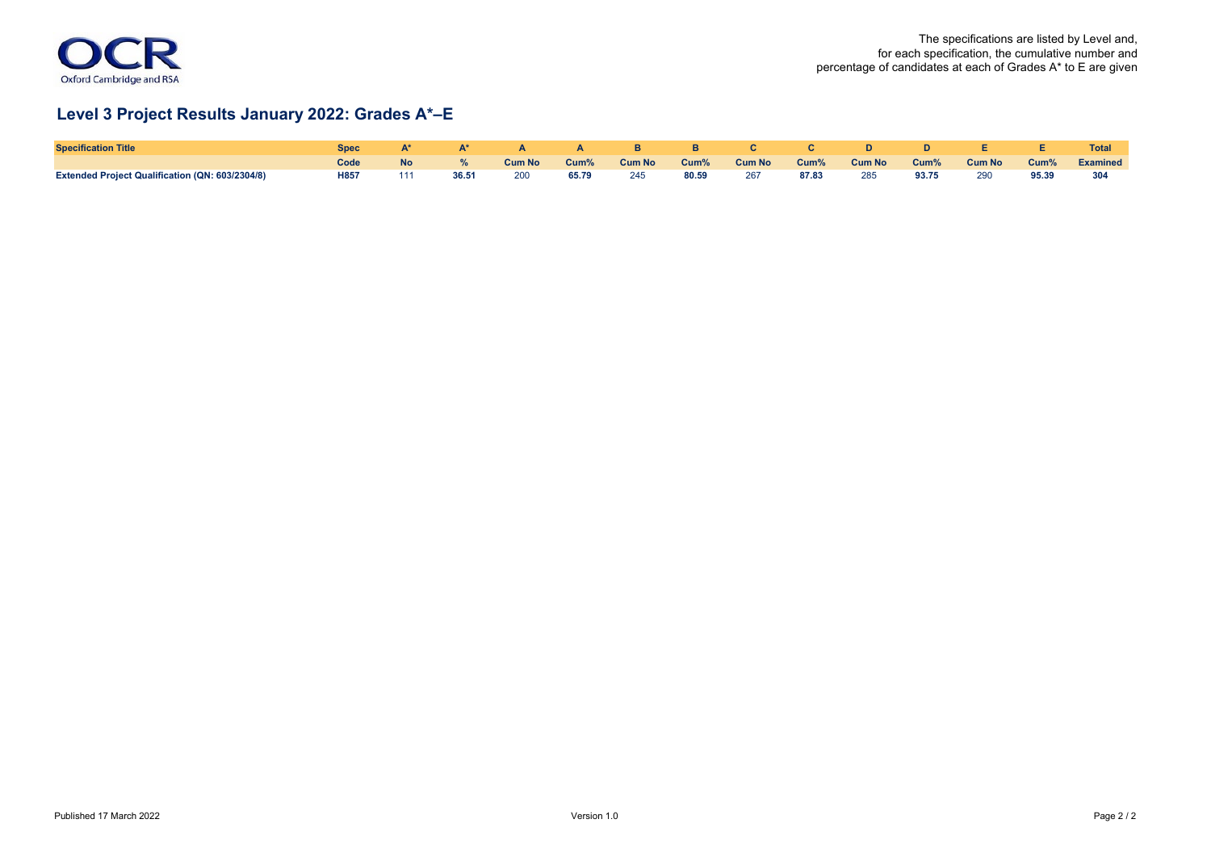The specifications are listed by Level and, for each specification, the cumulative number and percentage of candidates at each of Grades A* to E are given

## Level 3 Project Results January 2022: Grades A*–E

| Specification Title | Spec | A* | A* | A | A | B | B | C | C | D | D | E | E | Total |
|---|---|---|---|---|---|---|---|---|---|---|---|---|---|---|
| | Code | No | % | Cum No | Cum% | Cum No | Cum% | Cum No | Cum% | Cum No | Cum% | Cum No | Cum% | Examined |
| **Extended Project Qualification (QN: 603/2304/8)** | **H857** | 111 | **36.51** | 200 | **65.79** | 245 | **80.59** | 267 | **87.83** | 285 | **93.75** | 290 | **95.39** | **304** |

Published 17 March 2022

Version 1.0